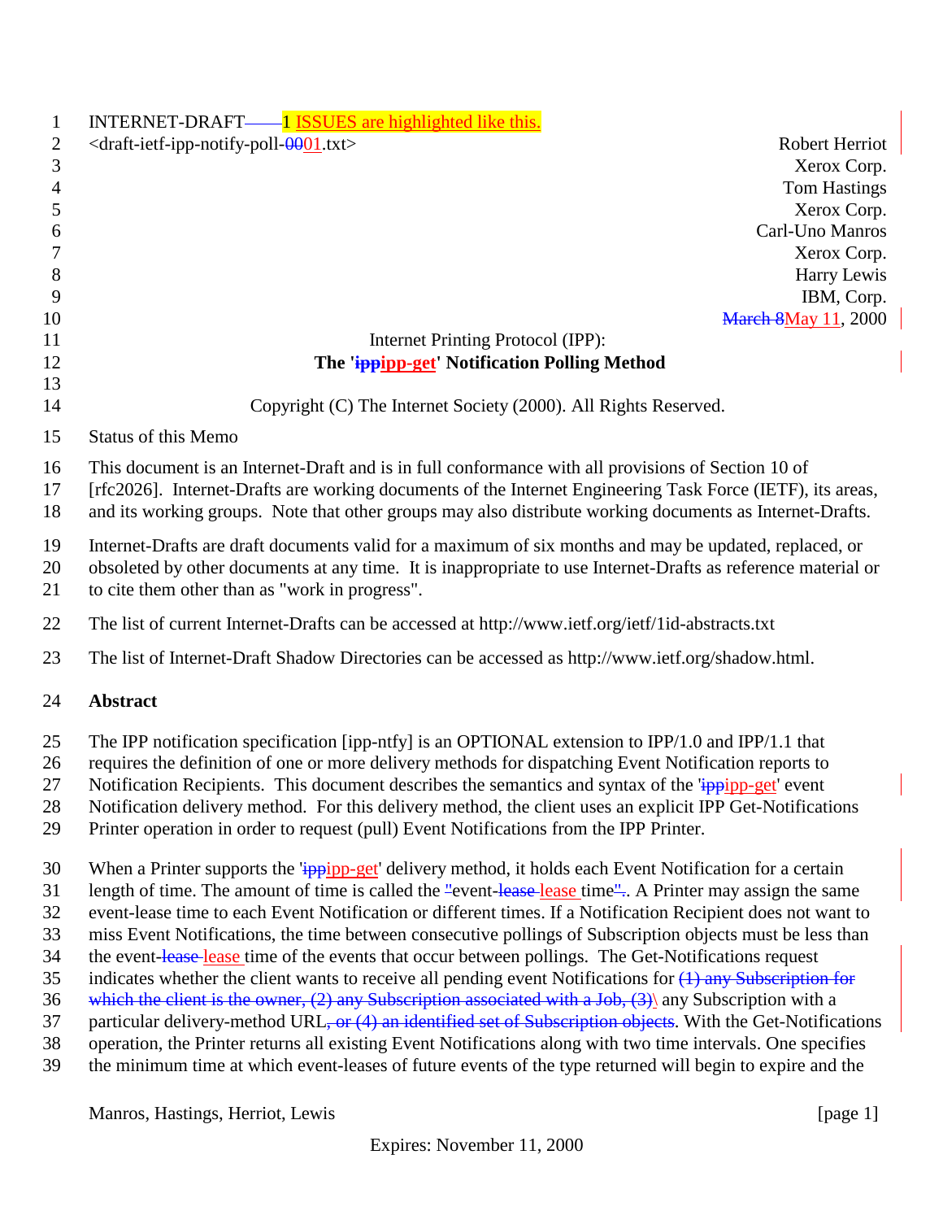INTERNET-DRAFT 1 ISSUES are highlighted like this.
<draft-ietf-ipp-notify-poll-0001.txt>

Robert Herriot
Xerox Corp.
Tom Hastings
Xerox Corp.
Carl-Uno Manros
Xerox Corp.
Harry Lewis
IBM, Corp.
March 8May 11, 2000

Internet Printing Protocol (IPP):

**The 'ippipp-get' Notification Polling Method**

Copyright (C) The Internet Society (2000). All Rights Reserved.

Status of this Memo

This document is an Internet-Draft and is in full conformance with all provisions of Section 10 of [rfc2026]. Internet-Drafts are working documents of the Internet Engineering Task Force (IETF), its areas, and its working groups. Note that other groups may also distribute working documents as Internet-Drafts.

Internet-Drafts are draft documents valid for a maximum of six months and may be updated, replaced, or obsoleted by other documents at any time. It is inappropriate to use Internet-Drafts as reference material or to cite them other than as "work in progress".

The list of current Internet-Drafts can be accessed at http://www.ietf.org/ietf/1id-abstracts.txt

The list of Internet-Draft Shadow Directories can be accessed as http://www.ietf.org/shadow.html.

**Abstract**

The IPP notification specification [ipp-ntfy] is an OPTIONAL extension to IPP/1.0 and IPP/1.1 that requires the definition of one or more delivery methods for dispatching Event Notification reports to Notification Recipients. This document describes the semantics and syntax of the 'ippipp-get' event Notification delivery method. For this delivery method, the client uses an explicit IPP Get-Notifications Printer operation in order to request (pull) Event Notifications from the IPP Printer.

When a Printer supports the 'ippipp-get' delivery method, it holds each Event Notification for a certain length of time. The amount of time is called the "event-lease lease time". A Printer may assign the same event-lease time to each Event Notification or different times. If a Notification Recipient does not want to miss Event Notifications, the time between consecutive pollings of Subscription objects must be less than the event-lease lease time of the events that occur between pollings. The Get-Notifications request indicates whether the client wants to receive all pending event Notifications for (1) any Subscription for which the client is the owner, (2) any Subscription associated with a Job, (3)\ any Subscription with a particular delivery-method URL, or (4) an identified set of Subscription objects. With the Get-Notifications operation, the Printer returns all existing Event Notifications along with two time intervals. One specifies the minimum time at which event-leases of future events of the type returned will begin to expire and the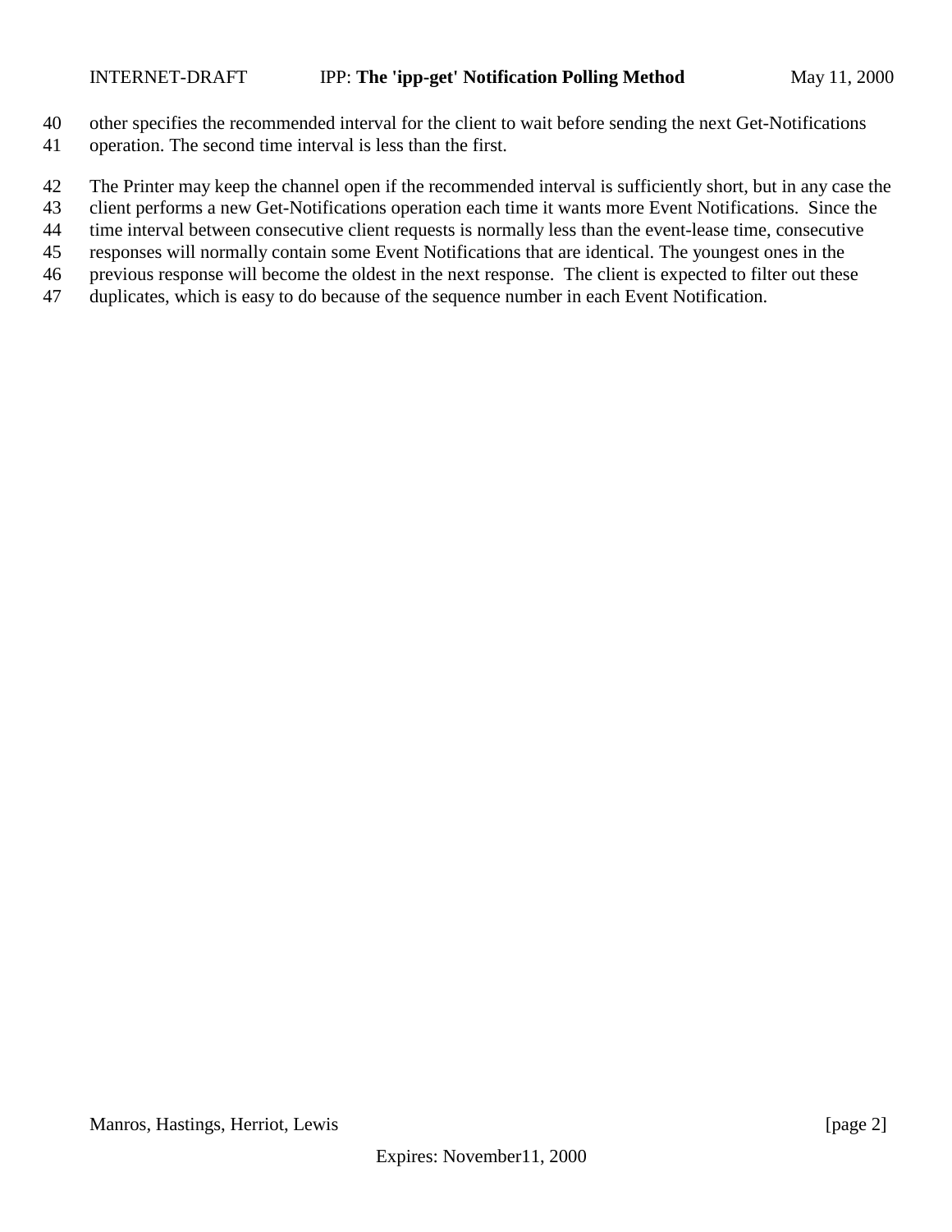other specifies the recommended interval for the client to wait before sending the next Get-Notifications operation. The second time interval is less than the first.

The Printer may keep the channel open if the recommended interval is sufficiently short, but in any case the client performs a new Get-Notifications operation each time it wants more Event Notifications. Since the time interval between consecutive client requests is normally less than the event-lease time, consecutive responses will normally contain some Event Notifications that are identical. The youngest ones in the previous response will become the oldest in the next response. The client is expected to filter out these duplicates, which is easy to do because of the sequence number in each Event Notification.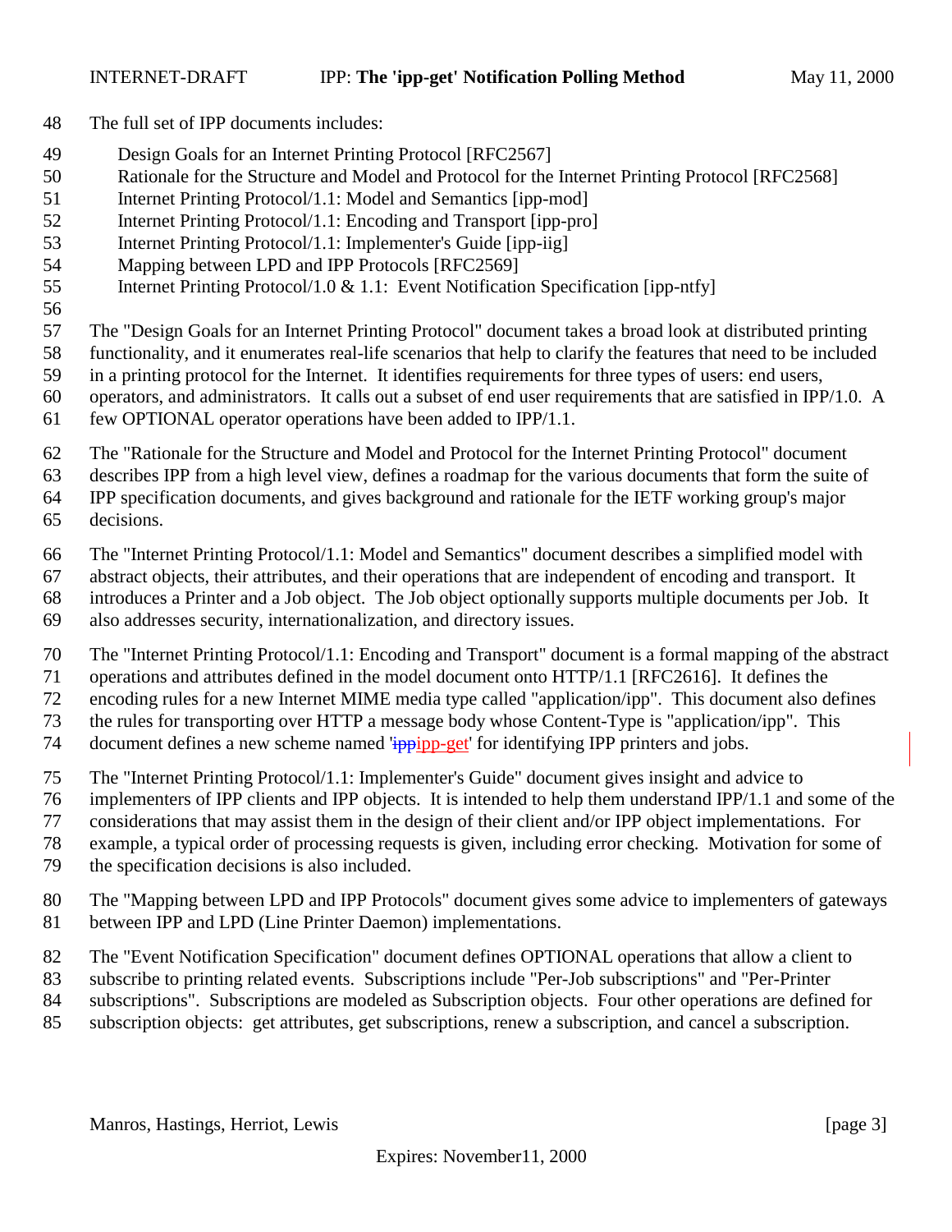The full set of IPP documents includes:

- Design Goals for an Internet Printing Protocol [RFC2567]
- Rationale for the Structure and Model and Protocol for the Internet Printing Protocol [RFC2568]
- Internet Printing Protocol/1.1: Model and Semantics [ipp-mod]
- Internet Printing Protocol/1.1: Encoding and Transport [ipp-pro]
- Internet Printing Protocol/1.1: Implementer's Guide [ipp-iig]
- Mapping between LPD and IPP Protocols [RFC2569]
- Internet Printing Protocol/1.0 & 1.1: Event Notification Specification [ipp-ntfy]

The "Design Goals for an Internet Printing Protocol" document takes a broad look at distributed printing functionality, and it enumerates real-life scenarios that help to clarify the features that need to be included in a printing protocol for the Internet. It identifies requirements for three types of users: end users, operators, and administrators. It calls out a subset of end user requirements that are satisfied in IPP/1.0. A few OPTIONAL operator operations have been added to IPP/1.1.

The "Rationale for the Structure and Model and Protocol for the Internet Printing Protocol" document describes IPP from a high level view, defines a roadmap for the various documents that form the suite of IPP specification documents, and gives background and rationale for the IETF working group's major decisions.

The "Internet Printing Protocol/1.1: Model and Semantics" document describes a simplified model with abstract objects, their attributes, and their operations that are independent of encoding and transport. It introduces a Printer and a Job object. The Job object optionally supports multiple documents per Job. It also addresses security, internationalization, and directory issues.

The "Internet Printing Protocol/1.1: Encoding and Transport" document is a formal mapping of the abstract operations and attributes defined in the model document onto HTTP/1.1 [RFC2616]. It defines the encoding rules for a new Internet MIME media type called "application/ipp". This document also defines the rules for transporting over HTTP a message body whose Content-Type is "application/ipp". This document defines a new scheme named '~~ipp~~ipp-get' for identifying IPP printers and jobs.

The "Internet Printing Protocol/1.1: Implementer's Guide" document gives insight and advice to implementers of IPP clients and IPP objects. It is intended to help them understand IPP/1.1 and some of the considerations that may assist them in the design of their client and/or IPP object implementations. For example, a typical order of processing requests is given, including error checking. Motivation for some of the specification decisions is also included.

The "Mapping between LPD and IPP Protocols" document gives some advice to implementers of gateways between IPP and LPD (Line Printer Daemon) implementations.

The "Event Notification Specification" document defines OPTIONAL operations that allow a client to subscribe to printing related events. Subscriptions include "Per-Job subscriptions" and "Per-Printer subscriptions". Subscriptions are modeled as Subscription objects. Four other operations are defined for subscription objects: get attributes, get subscriptions, renew a subscription, and cancel a subscription.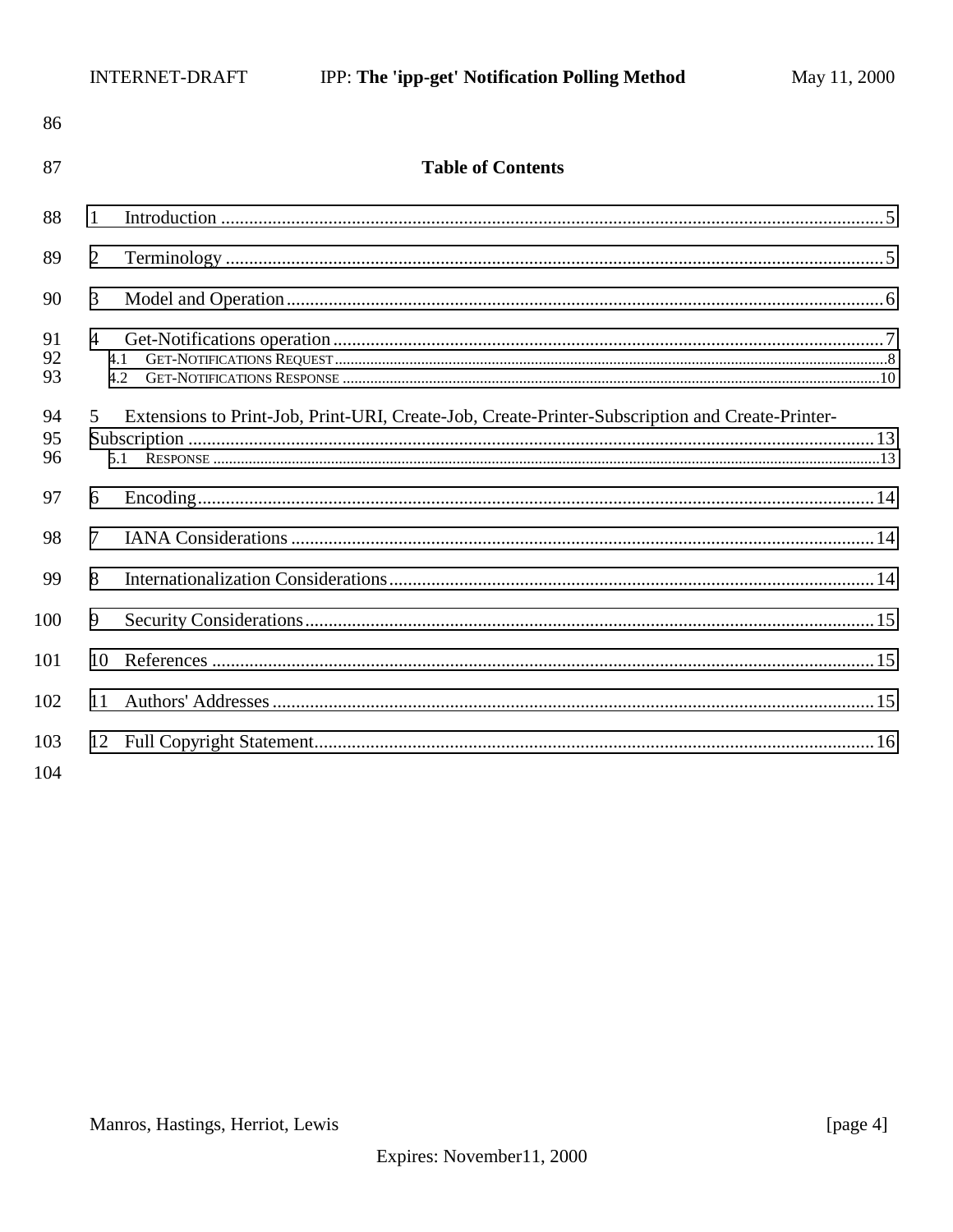## Table of Contents

1 Introduction ..... 5

2 Terminology ..... 5

3 Model and Operation ..... 6

4 Get-Notifications operation ..... 7

- 4.1 GET-NOTIFICATIONS REQUEST ..... 8
- 4.2 GET-NOTIFICATIONS RESPONSE ..... 10

5 Extensions to Print-Job, Print-URI, Create-Job, Create-Printer-Subscription and Create-Printer-Subscription ..... 13

- 5.1 RESPONSE ..... 13

6 Encoding ..... 14

7 IANA Considerations ..... 14

8 Internationalization Considerations ..... 14

9 Security Considerations ..... 15

10 References ..... 15

11 Authors' Addresses ..... 15

12 Full Copyright Statement ..... 16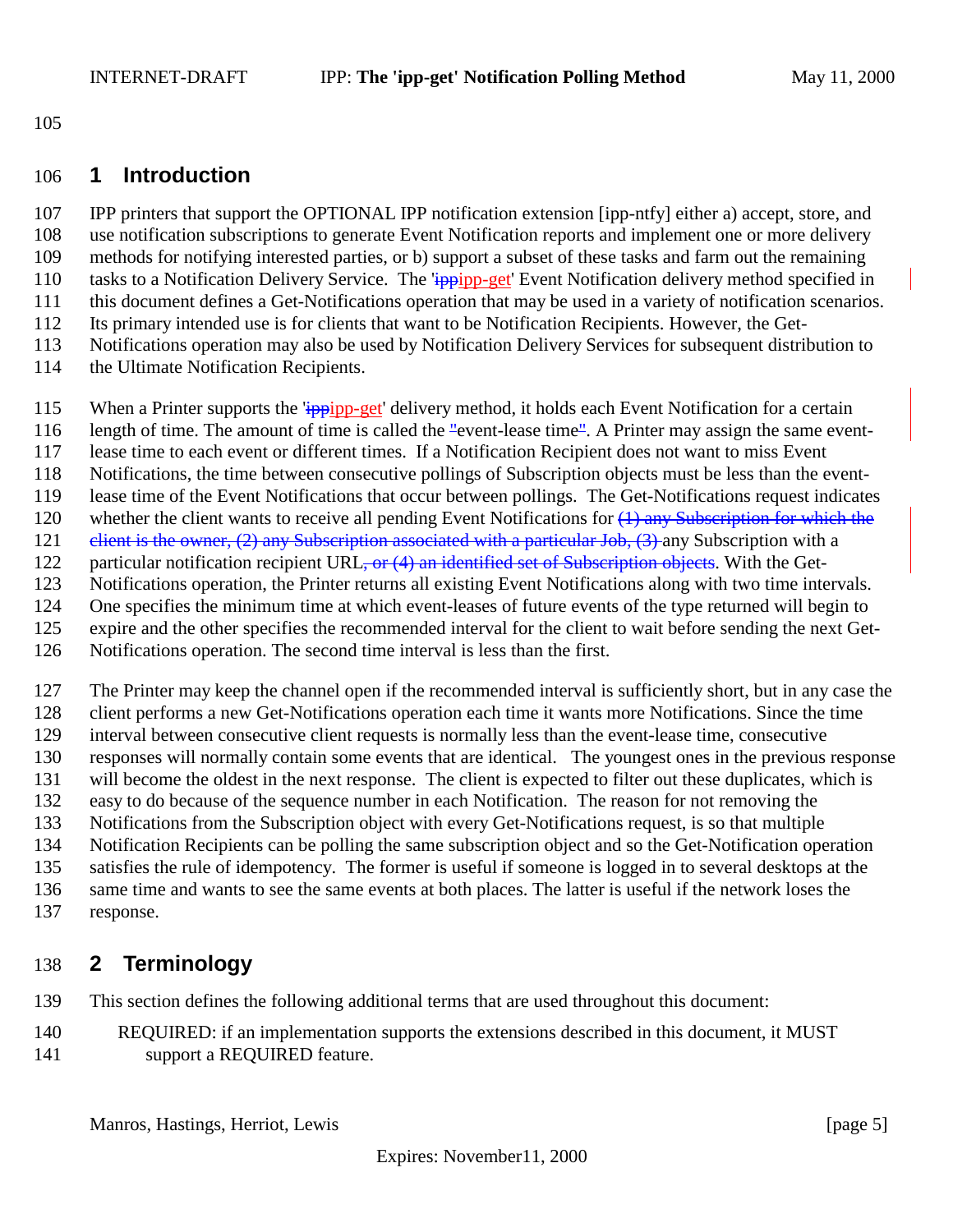# 1 Introduction

IPP printers that support the OPTIONAL IPP notification extension [ipp-ntfy] either a) accept, store, and use notification subscriptions to generate Event Notification reports and implement one or more delivery methods for notifying interested parties, or b) support a subset of these tasks and farm out the remaining tasks to a Notification Delivery Service. The '~~ipp~~ipp-get' Event Notification delivery method specified in this document defines a Get-Notifications operation that may be used in a variety of notification scenarios. Its primary intended use is for clients that want to be Notification Recipients. However, the Get-Notifications operation may also be used by Notification Delivery Services for subsequent distribution to the Ultimate Notification Recipients.

When a Printer supports the '~~ipp~~ipp-get' delivery method, it holds each Event Notification for a certain length of time. The amount of time is called the "event-lease time". A Printer may assign the same event-lease time to each event or different times. If a Notification Recipient does not want to miss Event Notifications, the time between consecutive pollings of Subscription objects must be less than the event-lease time of the Event Notifications that occur between pollings. The Get-Notifications request indicates whether the client wants to receive all pending Event Notifications for ~~(1) any Subscription for which the client is the owner, (2) any Subscription associated with a particular Job, (3)~~ any Subscription with a particular notification recipient URL~~, or (4) an identified set of Subscription objects~~. With the Get-Notifications operation, the Printer returns all existing Event Notifications along with two time intervals. One specifies the minimum time at which event-leases of future events of the type returned will begin to expire and the other specifies the recommended interval for the client to wait before sending the next Get-Notifications operation. The second time interval is less than the first.

The Printer may keep the channel open if the recommended interval is sufficiently short, but in any case the client performs a new Get-Notifications operation each time it wants more Notifications. Since the time interval between consecutive client requests is normally less than the event-lease time, consecutive responses will normally contain some events that are identical. The youngest ones in the previous response will become the oldest in the next response. The client is expected to filter out these duplicates, which is easy to do because of the sequence number in each Notification. The reason for not removing the Notifications from the Subscription object with every Get-Notifications request, is so that multiple Notification Recipients can be polling the same subscription object and so the Get-Notification operation satisfies the rule of idempotency. The former is useful if someone is logged in to several desktops at the same time and wants to see the same events at both places. The latter is useful if the network loses the response.

# 2 Terminology

This section defines the following additional terms that are used throughout this document:

REQUIRED: if an implementation supports the extensions described in this document, it MUST support a REQUIRED feature.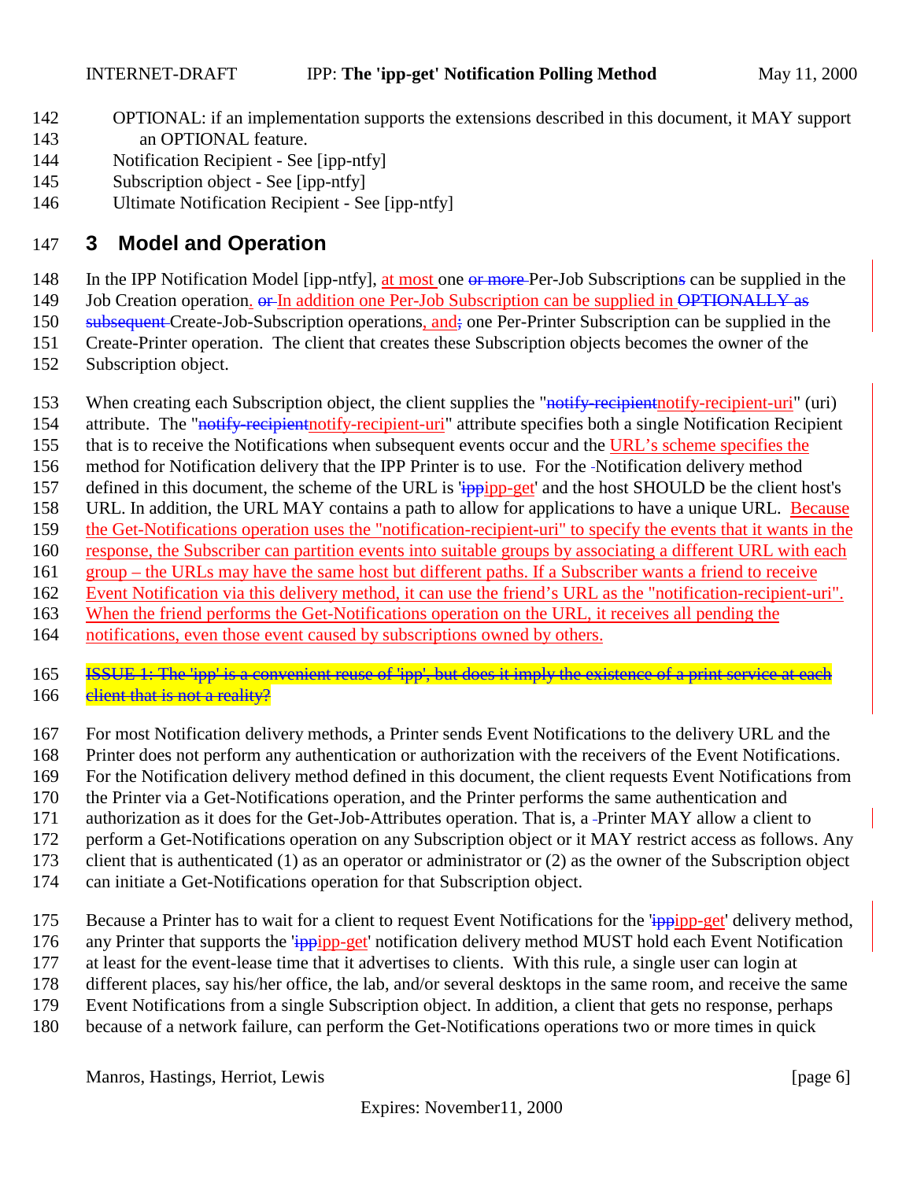OPTIONAL: if an implementation supports the extensions described in this document, it MAY support an OPTIONAL feature.

Notification Recipient - See [ipp-ntfy]

Subscription object - See [ipp-ntfy]

Ultimate Notification Recipient - See [ipp-ntfy]

# 3 Model and Operation

In the IPP Notification Model [ipp-ntfy], at most one or more Per-Job Subscriptions can be supplied in the Job Creation operation. or In addition one Per-Job Subscription can be supplied in OPTIONALLY as subsequent Create-Job-Subscription operations, and; one Per-Printer Subscription can be supplied in the Create-Printer operation. The client that creates these Subscription objects becomes the owner of the Subscription object.

When creating each Subscription object, the client supplies the "notify-recipientnotify-recipient-uri" (uri) attribute. The "notify-recipientnotify-recipient-uri" attribute specifies both a single Notification Recipient that is to receive the Notifications when subsequent events occur and the URL's scheme specifies the method for Notification delivery that the IPP Printer is to use. For the Notification delivery method defined in this document, the scheme of the URL is 'ippipp-get' and the host SHOULD be the client host's URL. In addition, the URL MAY contains a path to allow for applications to have a unique URL. Because the Get-Notifications operation uses the "notification-recipient-uri" to specify the events that it wants in the response, the Subscriber can partition events into suitable groups by associating a different URL with each group – the URLs may have the same host but different paths. If a Subscriber wants a friend to receive Event Notification via this delivery method, it can use the friend's URL as the "notification-recipient-uri". When the friend performs the Get-Notifications operation on the URL, it receives all pending the notifications, even those event caused by subscriptions owned by others.

ISSUE 1: The 'ipp' is a convenient reuse of 'ipp', but does it imply the existence of a print service at each client that is not a reality?

For most Notification delivery methods, a Printer sends Event Notifications to the delivery URL and the Printer does not perform any authentication or authorization with the receivers of the Event Notifications. For the Notification delivery method defined in this document, the client requests Event Notifications from the Printer via a Get-Notifications operation, and the Printer performs the same authentication and authorization as it does for the Get-Job-Attributes operation. That is, a Printer MAY allow a client to perform a Get-Notifications operation on any Subscription object or it MAY restrict access as follows. Any client that is authenticated (1) as an operator or administrator or (2) as the owner of the Subscription object can initiate a Get-Notifications operation for that Subscription object.

Because a Printer has to wait for a client to request Event Notifications for the 'ippipp-get' delivery method, any Printer that supports the 'ippipp-get' notification delivery method MUST hold each Event Notification at least for the event-lease time that it advertises to clients. With this rule, a single user can login at different places, say his/her office, the lab, and/or several desktops in the same room, and receive the same Event Notifications from a single Subscription object. In addition, a client that gets no response, perhaps because of a network failure, can perform the Get-Notifications operations two or more times in quick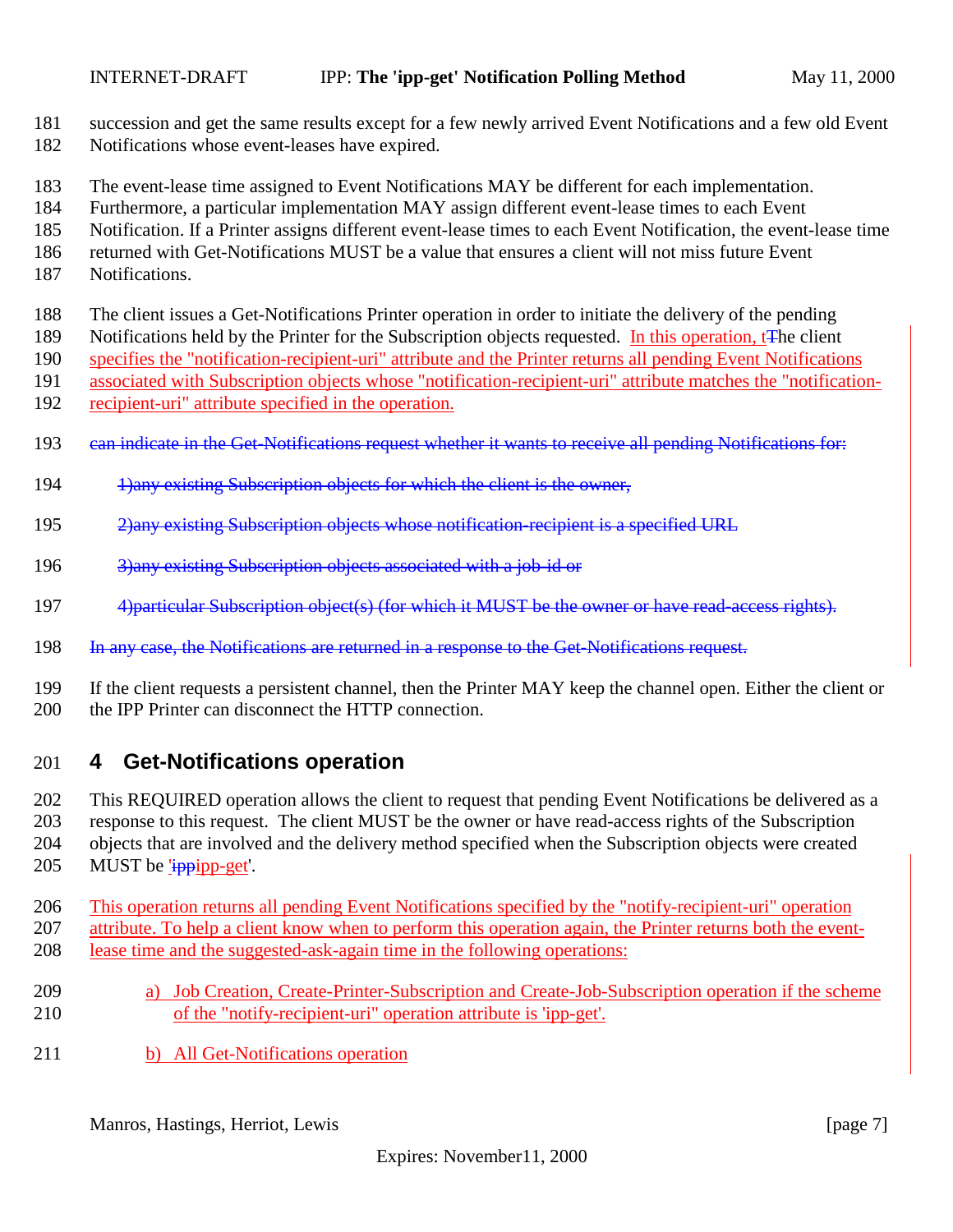succession and get the same results except for a few newly arrived Event Notifications and a few old Event Notifications whose event-leases have expired.

The event-lease time assigned to Event Notifications MAY be different for each implementation. Furthermore, a particular implementation MAY assign different event-lease times to each Event Notification. If a Printer assigns different event-lease times to each Event Notification, the event-lease time returned with Get-Notifications MUST be a value that ensures a client will not miss future Event Notifications.

The client issues a Get-Notifications Printer operation in order to initiate the delivery of the pending Notifications held by the Printer for the Subscription objects requested. In this operation, t~~T~~he client specifies the "notification-recipient-uri" attribute and the Printer returns all pending Event Notifications associated with Subscription objects whose "notification-recipient-uri" attribute matches the "notification-recipient-uri" attribute specified in the operation.

~~can indicate in the Get-Notifications request whether it wants to receive all pending Notifications for:~~

~~1)any existing Subscription objects for which the client is the owner,~~

~~2)any existing Subscription objects whose notification-recipient is a specified URL~~

~~3)any existing Subscription objects associated with a job-id or~~

~~4)particular Subscription object(s) (for which it MUST be the owner or have read-access rights).~~

~~In any case, the Notifications are returned in a response to the Get-Notifications request.~~

If the client requests a persistent channel, then the Printer MAY keep the channel open. Either the client or the IPP Printer can disconnect the HTTP connection.

## 4 Get-Notifications operation

This REQUIRED operation allows the client to request that pending Event Notifications be delivered as a response to this request. The client MUST be the owner or have read-access rights of the Subscription objects that are involved and the delivery method specified when the Subscription objects were created MUST be '~~ipp~~ipp-get'.

This operation returns all pending Event Notifications specified by the "notify-recipient-uri" operation attribute. To help a client know when to perform this operation again, the Printer returns both the event-lease time and the suggested-ask-again time in the following operations:

a) Job Creation, Create-Printer-Subscription and Create-Job-Subscription operation if the scheme of the "notify-recipient-uri" operation attribute is 'ipp-get'.

b) All Get-Notifications operation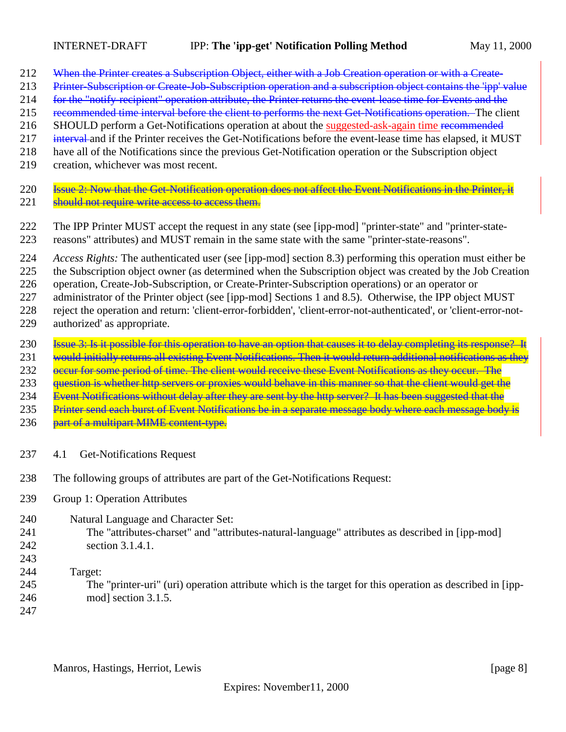~~When the Printer creates a Subscription Object, either with a Job Creation operation or with a Create-Printer-Subscription or Create-Job-Subscription operation and a subscription object contains the 'ipp' value for the "notify-recipient" operation attribute, the Printer returns the event-lease time for Events and the recommended time interval before the client to performs the next Get-Notifications operation.~~ The client SHOULD perform a Get-Notifications operation at about the suggested-ask-again time ~~recommended interval~~ and if the Printer receives the Get-Notifications before the event-lease time has elapsed, it MUST have all of the Notifications since the previous Get-Notification operation or the Subscription object creation, whichever was most recent.

~~Issue 2: Now that the Get-Notification operation does not affect the Event Notifications in the Printer, it should not require write access to access them.~~

The IPP Printer MUST accept the request in any state (see [ipp-mod] "printer-state" and "printer-state-reasons" attributes) and MUST remain in the same state with the same "printer-state-reasons".

*Access Rights:* The authenticated user (see [ipp-mod] section 8.3) performing this operation must either be the Subscription object owner (as determined when the Subscription object was created by the Job Creation operation, Create-Job-Subscription, or Create-Printer-Subscription operations) or an operator or administrator of the Printer object (see [ipp-mod] Sections 1 and 8.5). Otherwise, the IPP object MUST reject the operation and return: 'client-error-forbidden', 'client-error-not-authenticated', or 'client-error-not-authorized' as appropriate.

~~Issue 3: Is it possible for this operation to have an option that causes it to delay completing its response? It would initially returns all existing Event Notifications. Then it would return additional notifications as they occur for some period of time. The client would receive these Event Notifications as they occur. The question is whether http servers or proxies would behave in this manner so that the client would get the Event Notifications without delay after they are sent by the http server? It has been suggested that the Printer send each burst of Event Notifications be in a separate message body where each message body is part of a multipart MIME content-type.~~

## 4.1 Get-Notifications Request

The following groups of attributes are part of the Get-Notifications Request:

Group 1: Operation Attributes

Natural Language and Character Set:
The "attributes-charset" and "attributes-natural-language" attributes as described in [ipp-mod] section 3.1.4.1.

Target:
The "printer-uri" (uri) operation attribute which is the target for this operation as described in [ipp-mod] section 3.1.5.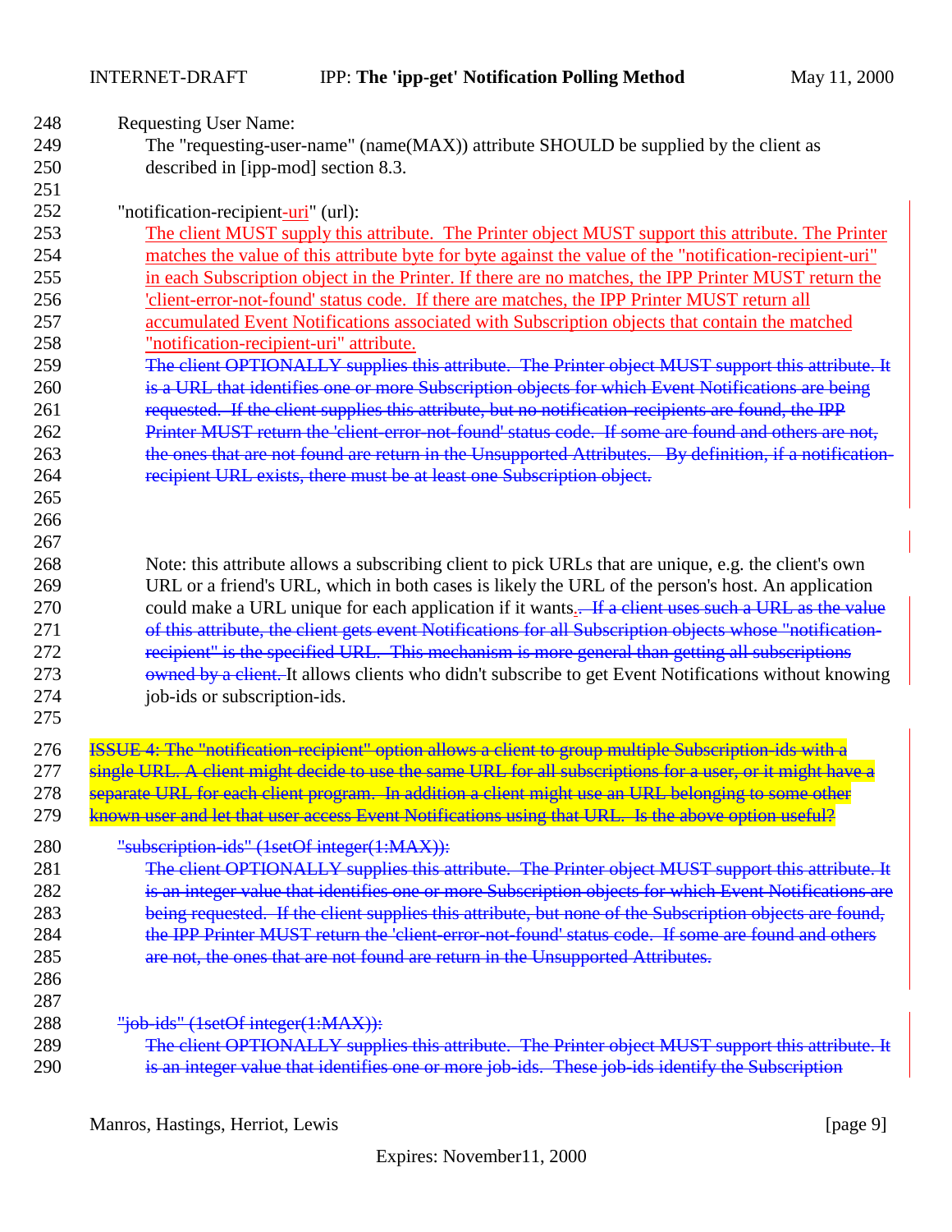Requesting User Name:
The "requesting-user-name" (name(MAX)) attribute SHOULD be supplied by the client as described in [ipp-mod] section 8.3.

"notification-recipient-uri" (url):
The client MUST supply this attribute. The Printer object MUST support this attribute. The Printer matches the value of this attribute byte for byte against the value of the "notification-recipient-uri" in each Subscription object in the Printer. If there are no matches, the IPP Printer MUST return the 'client-error-not-found' status code. If there are matches, the IPP Printer MUST return all accumulated Event Notifications associated with Subscription objects that contain the matched "notification-recipient-uri" attribute.
~~The client OPTIONALLY supplies this attribute. The Printer object MUST support this attribute. It is a URL that identifies one or more Subscription objects for which Event Notifications are being requested. If the client supplies this attribute, but no notification-recipients are found, the IPP Printer MUST return the 'client-error-not-found' status code. If some are found and others are not, the ones that are not found are return in the Unsupported Attributes. By definition, if a notification-recipient URL exists, there must be at least one Subscription object.~~

Note: this attribute allows a subscribing client to pick URLs that are unique, e.g. the client's own URL or a friend's URL, which in both cases is likely the URL of the person's host. An application could make a URL unique for each application if it wants. ~~If a client uses such a URL as the value of this attribute, the client gets event Notifications for all Subscription objects whose "notification-recipient" is the specified URL. This mechanism is more general than getting all subscriptions owned by a client.~~ It allows clients who didn't subscribe to get Event Notifications without knowing job-ids or subscription-ids.

~~ISSUE 4: The "notification-recipient" option allows a client to group multiple Subscription-ids with a single URL. A client might decide to use the same URL for all subscriptions for a user, or it might have a separate URL for each client program. In addition a client might use an URL belonging to some other known user and let that user access Event Notifications using that URL. Is the above option useful?~~

~~"subscription-ids" (1setOf integer(1:MAX)):~~
~~The client OPTIONALLY supplies this attribute. The Printer object MUST support this attribute. It is an integer value that identifies one or more Subscription objects for which Event Notifications are being requested. If the client supplies this attribute, but none of the Subscription objects are found, the IPP Printer MUST return the 'client-error-not-found' status code. If some are found and others are not, the ones that are not found are return in the Unsupported Attributes.~~

~~"job-ids" (1setOf integer(1:MAX)):~~
~~The client OPTIONALLY supplies this attribute. The Printer object MUST support this attribute. It is an integer value that identifies one or more job-ids. These job-ids identify the Subscription~~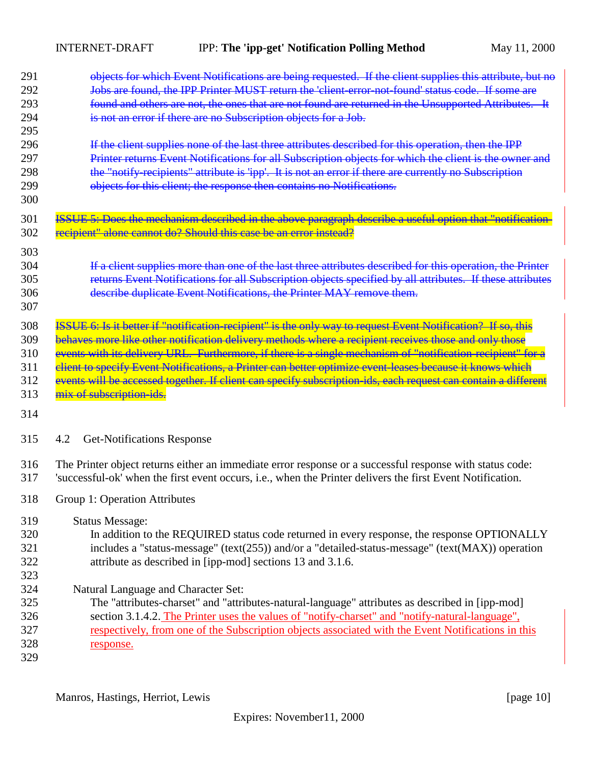~~objects for which Event Notifications are being requested. If the client supplies this attribute, but no Jobs are found, the IPP Printer MUST return the 'client-error-not-found' status code. If some are found and others are not, the ones that are not found are returned in the Unsupported Attributes. It is not an error if there are no Subscription objects for a Job.~~

~~If the client supplies none of the last three attributes described for this operation, then the IPP Printer returns Event Notifications for all Subscription objects for which the client is the owner and the "notify-recipients" attribute is 'ipp'. It is not an error if there are currently no Subscription objects for this client; the response then contains no Notifications.~~

~~ISSUE 5: Does the mechanism described in the above paragraph describe a useful option that "notification-recipient" alone cannot do? Should this case be an error instead?~~

~~If a client supplies more than one of the last three attributes described for this operation, the Printer returns Event Notifications for all Subscription objects specified by all attributes. If these attributes describe duplicate Event Notifications, the Printer MAY remove them.~~

~~ISSUE 6: Is it better if "notification-recipient" is the only way to request Event Notification? If so, this behaves more like other notification delivery methods where a recipient receives those and only those events with its delivery URL. Furthermore, if there is a single mechanism of "notification-recipient" for a client to specify Event Notifications, a Printer can better optimize event-leases because it knows which events will be accessed together. If client can specify subscription-ids, each request can contain a different mix of subscription-ids.~~

## 4.2 Get-Notifications Response

The Printer object returns either an immediate error response or a successful response with status code: 'successful-ok' when the first event occurs, i.e., when the Printer delivers the first Event Notification.

Group 1: Operation Attributes

Status Message:
: In addition to the REQUIRED status code returned in every response, the response OPTIONALLY includes a "status-message" (text(255)) and/or a "detailed-status-message" (text(MAX)) operation attribute as described in [ipp-mod] sections 13 and 3.1.6.

Natural Language and Character Set:
: The "attributes-charset" and "attributes-natural-language" attributes as described in [ipp-mod] section 3.1.4.2. The Printer uses the values of "notify-charset" and "notify-natural-language", respectively, from one of the Subscription objects associated with the Event Notifications in this response.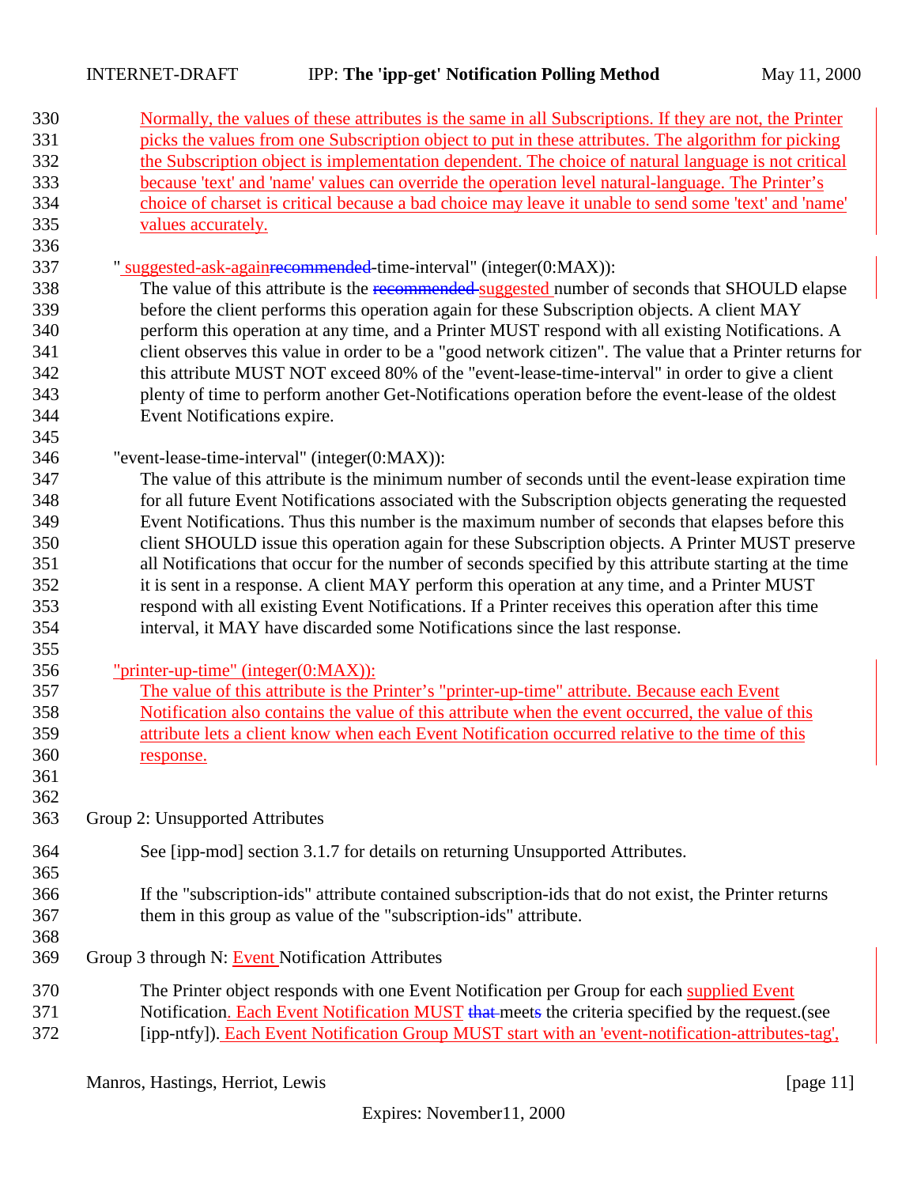Normally, the values of these attributes is the same in all Subscriptions. If they are not, the Printer picks the values from one Subscription object to put in these attributes. The algorithm for picking the Subscription object is implementation dependent. The choice of natural language is not critical because 'text' and 'name' values can override the operation level natural-language. The Printer's choice of charset is critical because a bad choice may leave it unable to send some 'text' and 'name' values accurately.

" suggested-ask-again~~recommended~~-time-interval" (integer(0:MAX)):

The value of this attribute is the ~~recommended~~ suggested number of seconds that SHOULD elapse before the client performs this operation again for these Subscription objects. A client MAY perform this operation at any time, and a Printer MUST respond with all existing Notifications. A client observes this value in order to be a "good network citizen". The value that a Printer returns for this attribute MUST NOT exceed 80% of the "event-lease-time-interval" in order to give a client plenty of time to perform another Get-Notifications operation before the event-lease of the oldest Event Notifications expire.

"event-lease-time-interval" (integer(0:MAX)):

The value of this attribute is the minimum number of seconds until the event-lease expiration time for all future Event Notifications associated with the Subscription objects generating the requested Event Notifications. Thus this number is the maximum number of seconds that elapses before this client SHOULD issue this operation again for these Subscription objects. A Printer MUST preserve all Notifications that occur for the number of seconds specified by this attribute starting at the time it is sent in a response. A client MAY perform this operation at any time, and a Printer MUST respond with all existing Event Notifications. If a Printer receives this operation after this time interval, it MAY have discarded some Notifications since the last response.

"printer-up-time" (integer(0:MAX)):

The value of this attribute is the Printer's "printer-up-time" attribute. Because each Event Notification also contains the value of this attribute when the event occurred, the value of this attribute lets a client know when each Event Notification occurred relative to the time of this response.

Group 2: Unsupported Attributes

See [ipp-mod] section 3.1.7 for details on returning Unsupported Attributes.

If the "subscription-ids" attribute contained subscription-ids that do not exist, the Printer returns them in this group as value of the "subscription-ids" attribute.

Group 3 through N: Event Notification Attributes

The Printer object responds with one Event Notification per Group for each supplied Event Notification. Each Event Notification MUST ~~that~~ meet~~s~~ the criteria specified by the request.(see [ipp-ntfy]). Each Event Notification Group MUST start with an 'event-notification-attributes-tag',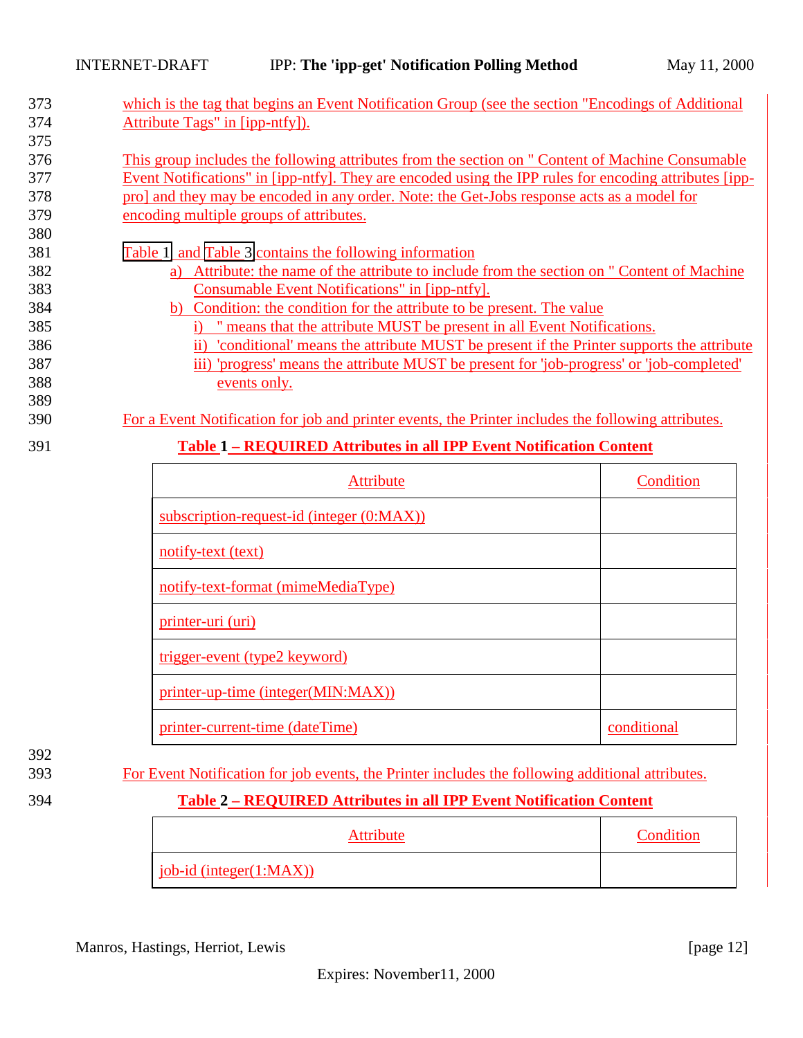which is the tag that begins an Event Notification Group (see the section "Encodings of Additional Attribute Tags" in [ipp-ntfy]).

This group includes the following attributes from the section on " Content of Machine Consumable Event Notifications" in [ipp-ntfy]. They are encoded using the IPP rules for encoding attributes [ipp-pro] and they may be encoded in any order. Note: the Get-Jobs response acts as a model for encoding multiple groups of attributes.

Table 1 and Table 3 contains the following information

a) Attribute: the name of the attribute to include from the section on " Content of Machine Consumable Event Notifications" in [ipp-ntfy].
b) Condition: the condition for the attribute to be present. The value
   i) " means that the attribute MUST be present in all Event Notifications.
   ii) 'conditional' means the attribute MUST be present if the Printer supports the attribute
   iii) 'progress' means the attribute MUST be present for 'job-progress' or 'job-completed' events only.

For a Event Notification for job and printer events, the Printer includes the following attributes.

**Table 1 – REQUIRED Attributes in all IPP Event Notification Content**

| Attribute | Condition |
| --- | --- |
| subscription-request-id (integer (0:MAX)) | |
| notify-text (text) | |
| notify-text-format (mimeMediaType) | |
| printer-uri (uri) | |
| trigger-event (type2 keyword) | |
| printer-up-time (integer(MIN:MAX)) | |
| printer-current-time (dateTime) | conditional |

For Event Notification for job events, the Printer includes the following additional attributes.

**Table 2 – REQUIRED Attributes in all IPP Event Notification Content**

| Attribute | Condition |
| --- | --- |
| job-id (integer(1:MAX)) | |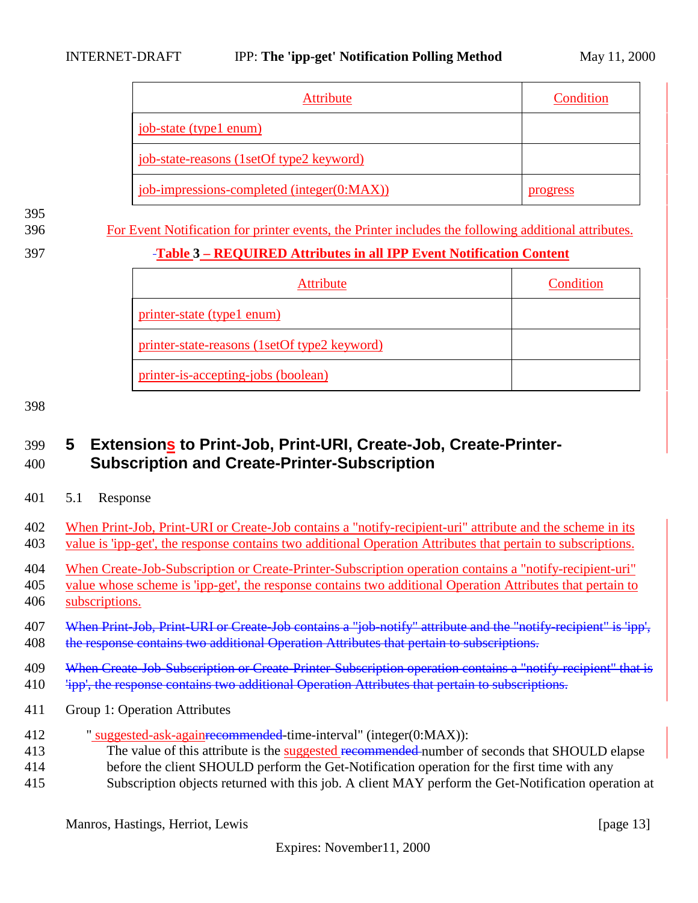| Attribute | Condition |
|---|---|
| job-state (type1 enum) | |
| job-state-reasons (1setOf type2 keyword) | |
| job-impressions-completed (integer(0:MAX)) | progress |

For Event Notification for printer events, the Printer includes the following additional attributes.

**Table 3 – REQUIRED Attributes in all IPP Event Notification Content**

| Attribute | Condition |
|---|---|
| printer-state (type1 enum) | |
| printer-state-reasons (1setOf type2 keyword) | |
| printer-is-accepting-jobs (boolean) | |

# 5 Extensions to Print-Job, Print-URI, Create-Job, Create-Printer-Subscription and Create-Printer-Subscription

## 5.1 Response

When Print-Job, Print-URI or Create-Job contains a "notify-recipient-uri" attribute and the scheme in its value is 'ipp-get', the response contains two additional Operation Attributes that pertain to subscriptions.

When Create-Job-Subscription or Create-Printer-Subscription operation contains a "notify-recipient-uri" value whose scheme is 'ipp-get', the response contains two additional Operation Attributes that pertain to subscriptions.

~~When Print-Job, Print-URI or Create-Job contains a "job-notify" attribute and the "notify-recipient" is 'ipp', the response contains two additional Operation Attributes that pertain to subscriptions.~~

~~When Create-Job-Subscription or Create-Printer-Subscription operation contains a "notify-recipient" that is 'ipp', the response contains two additional Operation Attributes that pertain to subscriptions.~~

Group 1: Operation Attributes

" suggested-ask-again~~recommended~~-time-interval" (integer(0:MAX)):

The value of this attribute is the suggested ~~recommended~~ number of seconds that SHOULD elapse before the client SHOULD perform the Get-Notification operation for the first time with any Subscription objects returned with this job. A client MAY perform the Get-Notification operation at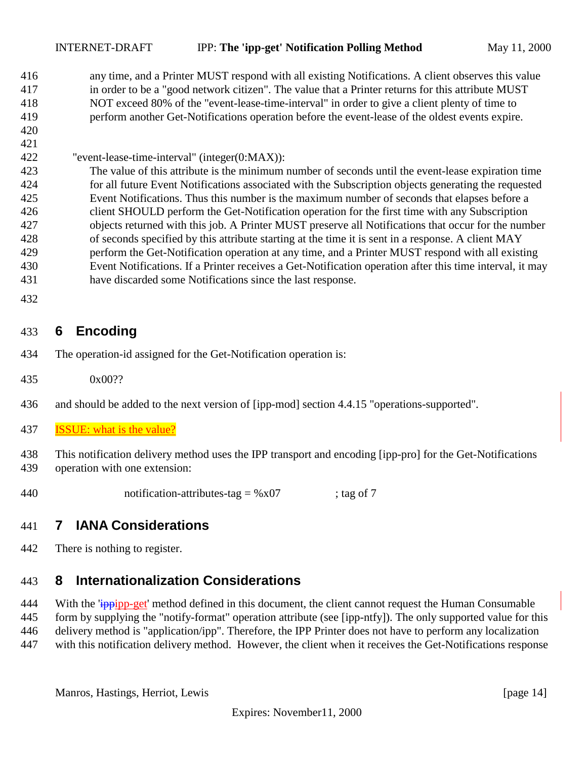any time, and a Printer MUST respond with all existing Notifications. A client observes this value in order to be a "good network citizen". The value that a Printer returns for this attribute MUST NOT exceed 80% of the "event-lease-time-interval" in order to give a client plenty of time to perform another Get-Notifications operation before the event-lease of the oldest events expire.

"event-lease-time-interval" (integer(0:MAX)):
The value of this attribute is the minimum number of seconds until the event-lease expiration time for all future Event Notifications associated with the Subscription objects generating the requested Event Notifications. Thus this number is the maximum number of seconds that elapses before a client SHOULD perform the Get-Notification operation for the first time with any Subscription objects returned with this job. A Printer MUST preserve all Notifications that occur for the number of seconds specified by this attribute starting at the time it is sent in a response. A client MAY perform the Get-Notification operation at any time, and a Printer MUST respond with all existing Event Notifications. If a Printer receives a Get-Notification operation after this time interval, it may have discarded some Notifications since the last response.

## 6 Encoding

The operation-id assigned for the Get-Notification operation is:

0x00??

and should be added to the next version of [ipp-mod] section 4.4.15 "operations-supported".

ISSUE: what is the value?

This notification delivery method uses the IPP transport and encoding [ipp-pro] for the Get-Notifications operation with one extension:

```
notification-attributes-tag = %x07          ; tag of 7
```

## 7 IANA Considerations

There is nothing to register.

## 8 Internationalization Considerations

With the 'ippipp-get' method defined in this document, the client cannot request the Human Consumable form by supplying the "notify-format" operation attribute (see [ipp-ntfy]). The only supported value for this delivery method is "application/ipp". Therefore, the IPP Printer does not have to perform any localization with this notification delivery method. However, the client when it receives the Get-Notifications response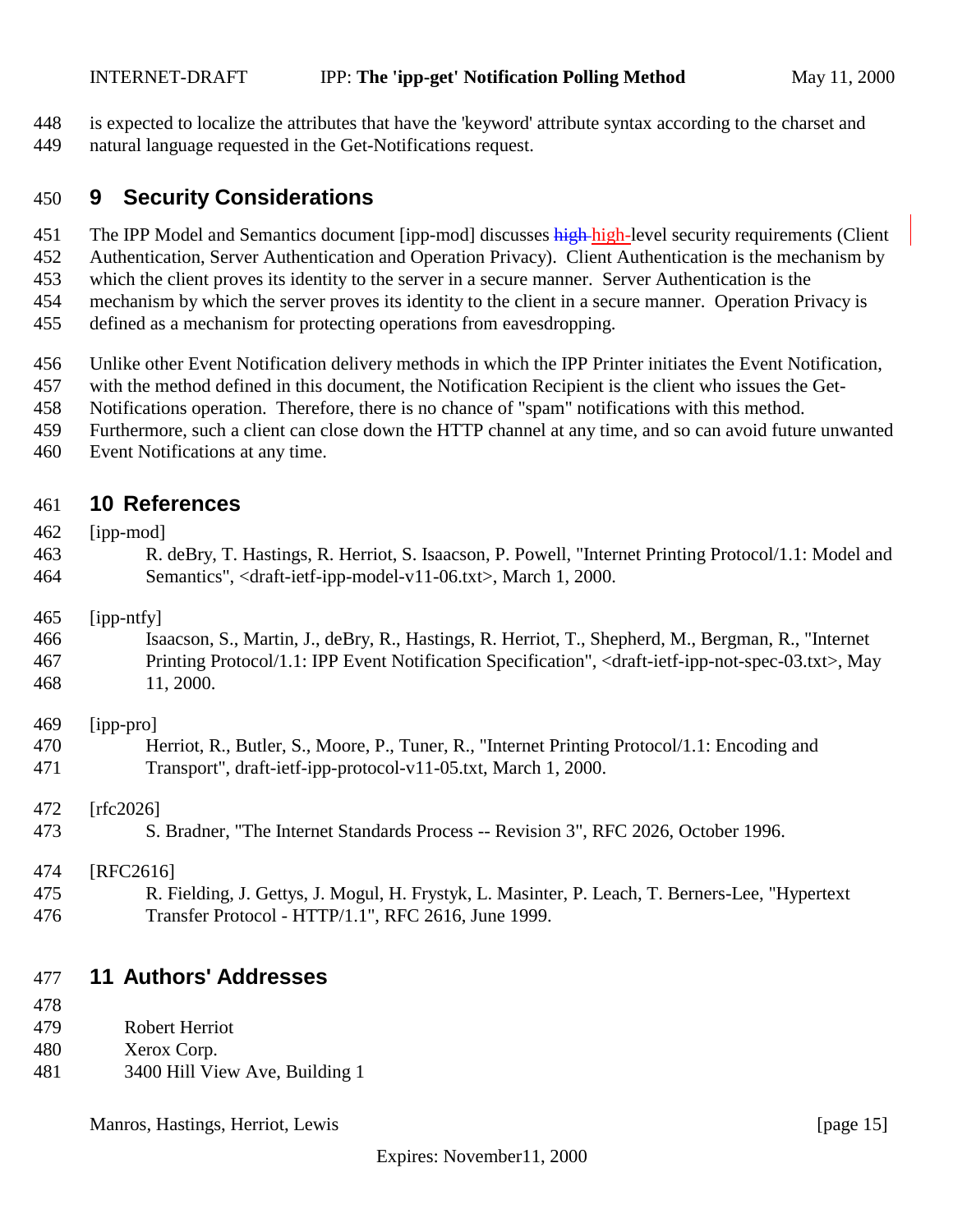is expected to localize the attributes that have the 'keyword' attribute syntax according to the charset and natural language requested in the Get-Notifications request.

# 9 Security Considerations

The IPP Model and Semantics document [ipp-mod] discusses high-level security requirements (Client Authentication, Server Authentication and Operation Privacy). Client Authentication is the mechanism by which the client proves its identity to the server in a secure manner. Server Authentication is the mechanism by which the server proves its identity to the client in a secure manner. Operation Privacy is defined as a mechanism for protecting operations from eavesdropping.

Unlike other Event Notification delivery methods in which the IPP Printer initiates the Event Notification, with the method defined in this document, the Notification Recipient is the client who issues the Get-Notifications operation. Therefore, there is no chance of "spam" notifications with this method. Furthermore, such a client can close down the HTTP channel at any time, and so can avoid future unwanted Event Notifications at any time.

# 10 References

[ipp-mod]
R. deBry, T. Hastings, R. Herriot, S. Isaacson, P. Powell, "Internet Printing Protocol/1.1: Model and Semantics", <draft-ietf-ipp-model-v11-06.txt>, March 1, 2000.

[ipp-ntfy]
Isaacson, S., Martin, J., deBry, R., Hastings, R. Herriot, T., Shepherd, M., Bergman, R., "Internet Printing Protocol/1.1: IPP Event Notification Specification", <draft-ietf-ipp-not-spec-03.txt>, May 11, 2000.

[ipp-pro]
Herriot, R., Butler, S., Moore, P., Tuner, R., "Internet Printing Protocol/1.1: Encoding and Transport", draft-ietf-ipp-protocol-v11-05.txt, March 1, 2000.

[rfc2026]
S. Bradner, "The Internet Standards Process -- Revision 3", RFC 2026, October 1996.

[RFC2616]
R. Fielding, J. Gettys, J. Mogul, H. Frystyk, L. Masinter, P. Leach, T. Berners-Lee, "Hypertext Transfer Protocol - HTTP/1.1", RFC 2616, June 1999.

# 11 Authors' Addresses

Robert Herriot
Xerox Corp.
3400 Hill View Ave, Building 1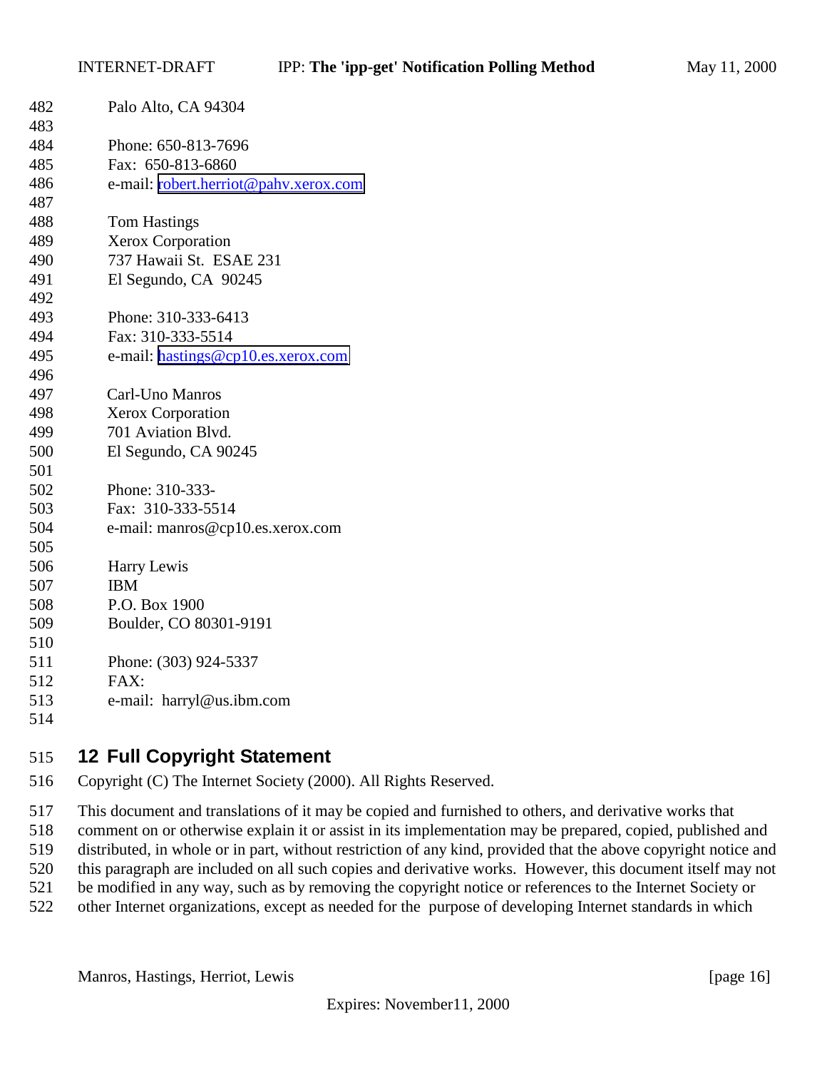Palo Alto, CA 94304

Phone: 650-813-7696
Fax: 650-813-6860
e-mail: robert.herriot@pahv.xerox.com

Tom Hastings
Xerox Corporation
737 Hawaii St. ESAE 231
El Segundo, CA 90245

Phone: 310-333-6413
Fax: 310-333-5514
e-mail: hastings@cp10.es.xerox.com

Carl-Uno Manros
Xerox Corporation
701 Aviation Blvd.
El Segundo, CA 90245

Phone: 310-333-
Fax: 310-333-5514
e-mail: manros@cp10.es.xerox.com

Harry Lewis
IBM
P.O. Box 1900
Boulder, CO 80301-9191

Phone: (303) 924-5337
FAX:
e-mail: harryl@us.ibm.com

# 12 Full Copyright Statement

Copyright (C) The Internet Society (2000). All Rights Reserved.

This document and translations of it may be copied and furnished to others, and derivative works that comment on or otherwise explain it or assist in its implementation may be prepared, copied, published and distributed, in whole or in part, without restriction of any kind, provided that the above copyright notice and this paragraph are included on all such copies and derivative works. However, this document itself may not be modified in any way, such as by removing the copyright notice or references to the Internet Society or other Internet organizations, except as needed for the purpose of developing Internet standards in which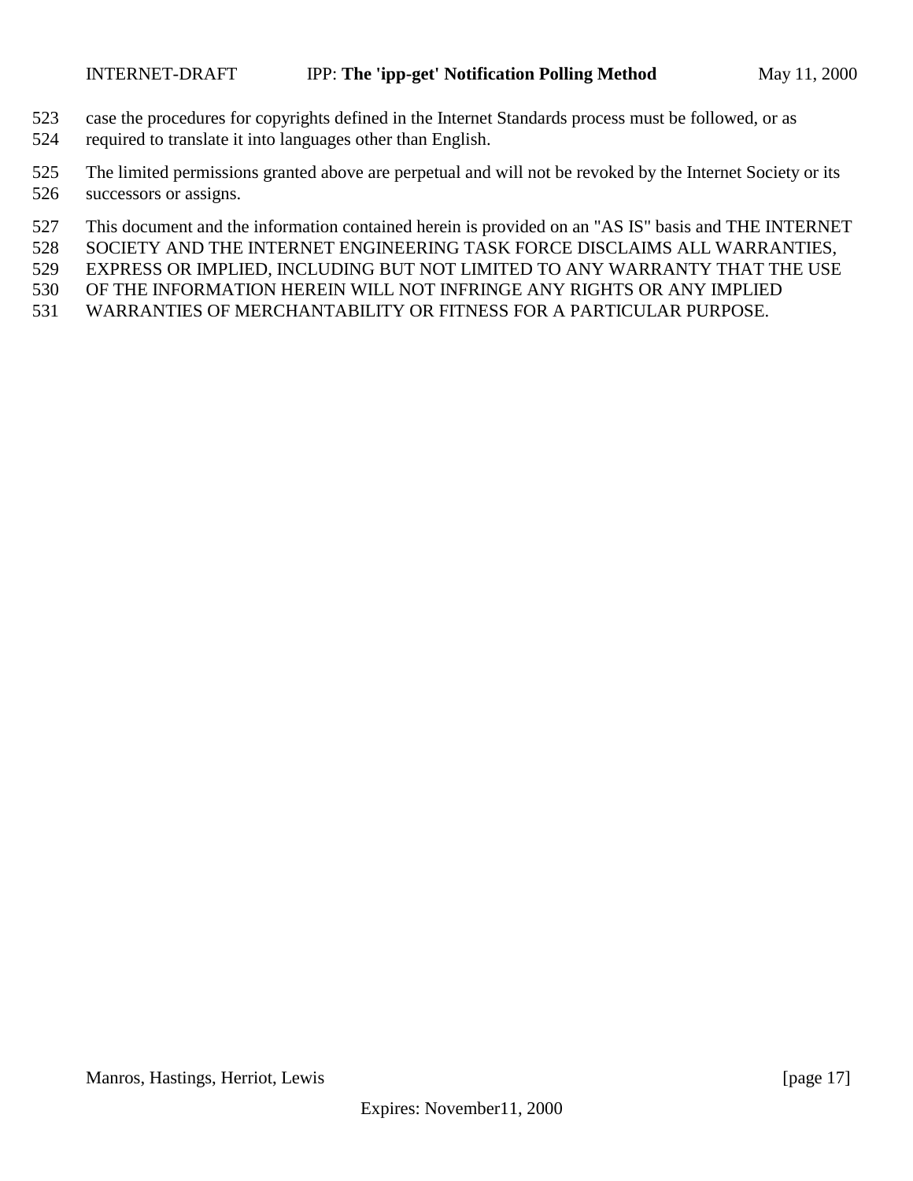case the procedures for copyrights defined in the Internet Standards process must be followed, or as required to translate it into languages other than English.

The limited permissions granted above are perpetual and will not be revoked by the Internet Society or its successors or assigns.

This document and the information contained herein is provided on an "AS IS" basis and THE INTERNET SOCIETY AND THE INTERNET ENGINEERING TASK FORCE DISCLAIMS ALL WARRANTIES, EXPRESS OR IMPLIED, INCLUDING BUT NOT LIMITED TO ANY WARRANTY THAT THE USE OF THE INFORMATION HEREIN WILL NOT INFRINGE ANY RIGHTS OR ANY IMPLIED WARRANTIES OF MERCHANTABILITY OR FITNESS FOR A PARTICULAR PURPOSE.